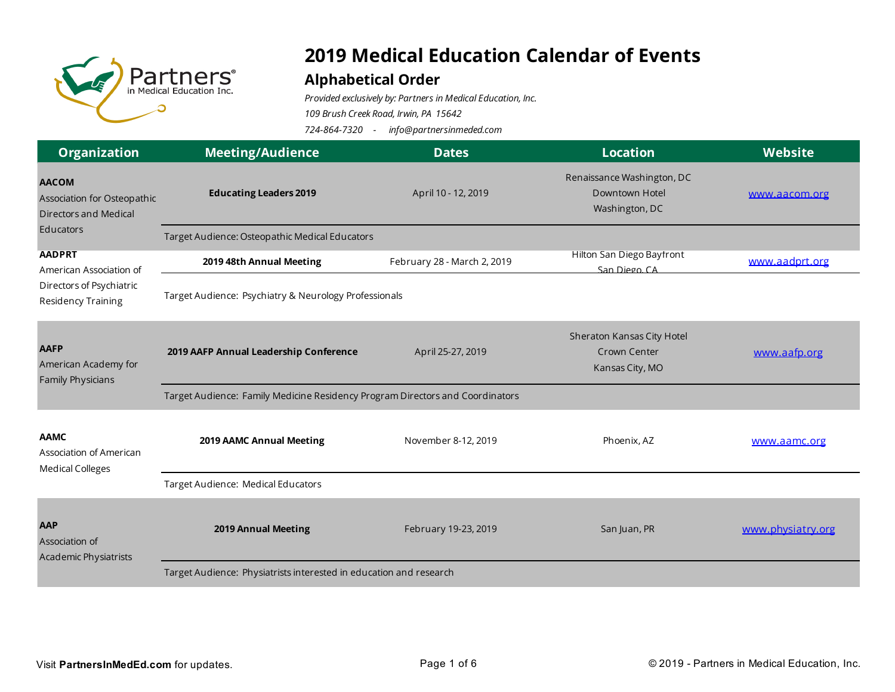# 2019 Medical Education Calendar of Events

## Alphabetical Order

*Provided exclusively by: Partners in Medical Education, Inc.*

*109 Brush Creek Road, Irwin, PA 15642*

*724-864-7320 - info@partnersinmeded.com*

| Organization | Meeting/Audience | Dates | Location | Website |
|---|---|---|---|---|
| **AACOM** Association for Osteopathic Directors and Medical Educators | **Educating Leaders 2019** | April 10 - 12, 2019 | Renaissance Washington, DC Downtown Hotel Washington, DC | www.aacom.org |
| | Target Audience: Osteopathic Medical Educators | | | |
| **AADPRT** American Association of Directors of Psychiatric Residency Training | **2019 48th Annual Meeting** | February 28 - March 2, 2019 | Hilton San Diego Bayfront San Diego, CA | www.aadprt.org |
| | Target Audience: Psychiatry & Neurology Professionals | | | |
| **AAFP** American Academy for Family Physicians | **2019 AAFP Annual Leadership Conference** | April 25-27, 2019 | Sheraton Kansas City Hotel Crown Center Kansas City, MO | www.aafp.org |
| | Target Audience: Family Medicine Residency Program Directors and Coordinators | | | |
| **AAMC** Association of American Medical Colleges | **2019 AAMC Annual Meeting** | November 8-12, 2019 | Phoenix, AZ | www.aamc.org |
| | Target Audience: Medical Educators | | | |
| **AAP** Association of Academic Physiatrists | **2019 Annual Meeting** | February 19-23, 2019 | San Juan, PR | www.physiatry.org |
| | Target Audience: Physiatrists interested in education and research | | | |

Visit **PartnersInMedEd.com** for updates.

© 2019 - Partners in Medical Education, Inc.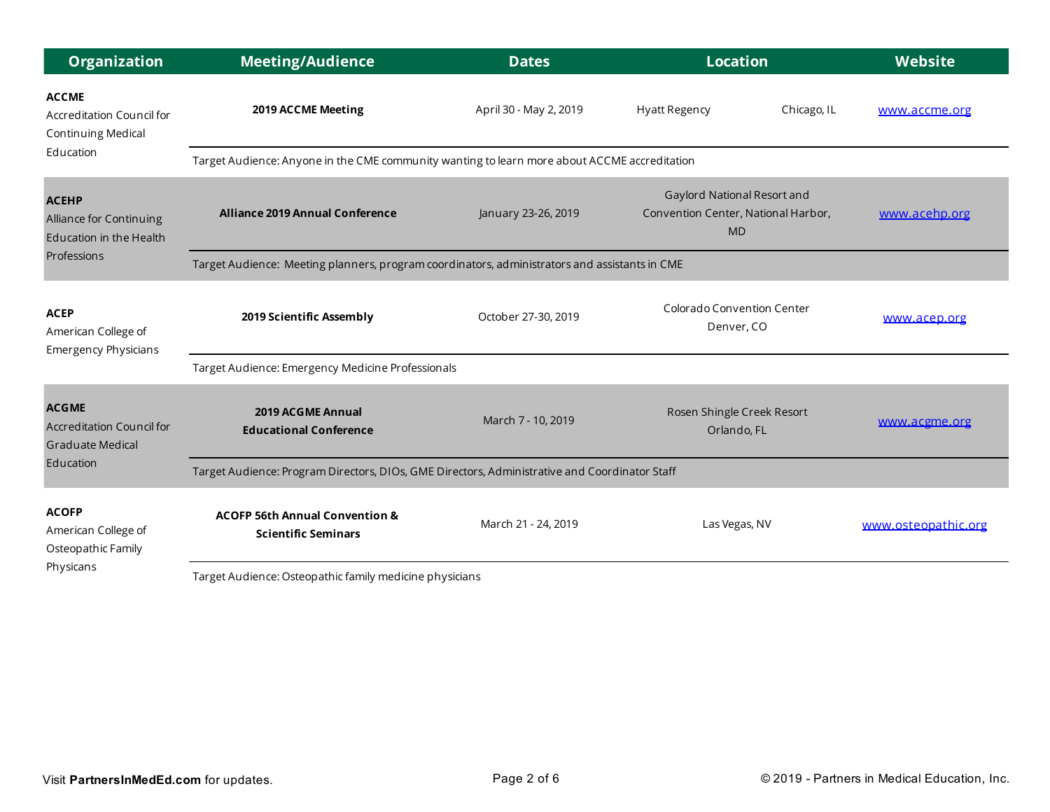| Organization | Meeting/Audience | Dates | Location | Website |
|---|---|---|---|---|
| **ACCME** Accreditation Council for Continuing Medical Education | **2019 ACCME Meeting** | April 30 - May 2, 2019 | Hyatt Regency, Chicago, IL | www.accme.org |
| | Target Audience: Anyone in the CME community wanting to learn more about ACCME accreditation | | | |
| **ACEHP** Alliance for Continuing Education in the Health Professions | **Alliance 2019 Annual Conference** | January 23-26, 2019 | Gaylord National Resort and Convention Center, National Harbor, MD | www.acehp.org |
| | Target Audience: Meeting planners, program coordinators, administrators and assistants in CME | | | |
| **ACEP** American College of Emergency Physicians | **2019 Scientific Assembly** | October 27-30, 2019 | Colorado Convention Center Denver, CO | www.acep.org |
| | Target Audience: Emergency Medicine Professionals | | | |
| **ACGME** Accreditation Council for Graduate Medical Education | **2019 ACGME Annual Educational Conference** | March 7 - 10, 2019 | Rosen Shingle Creek Resort Orlando, FL | www.acgme.org |
| | Target Audience: Program Directors, DIOs, GME Directors, Administrative and Coordinator Staff | | | |
| **ACOFP** American College of Osteopathic Family Physicans | **ACOFP 56th Annual Convention & Scientific Seminars** | March 21 - 24, 2019 | Las Vegas, NV | www.osteopathic.org |
| | Target Audience: Osteopathic family medicine physicians | | | |

Visit **PartnersInMedEd.com** for updates.

© 2019 - Partners in Medical Education, Inc.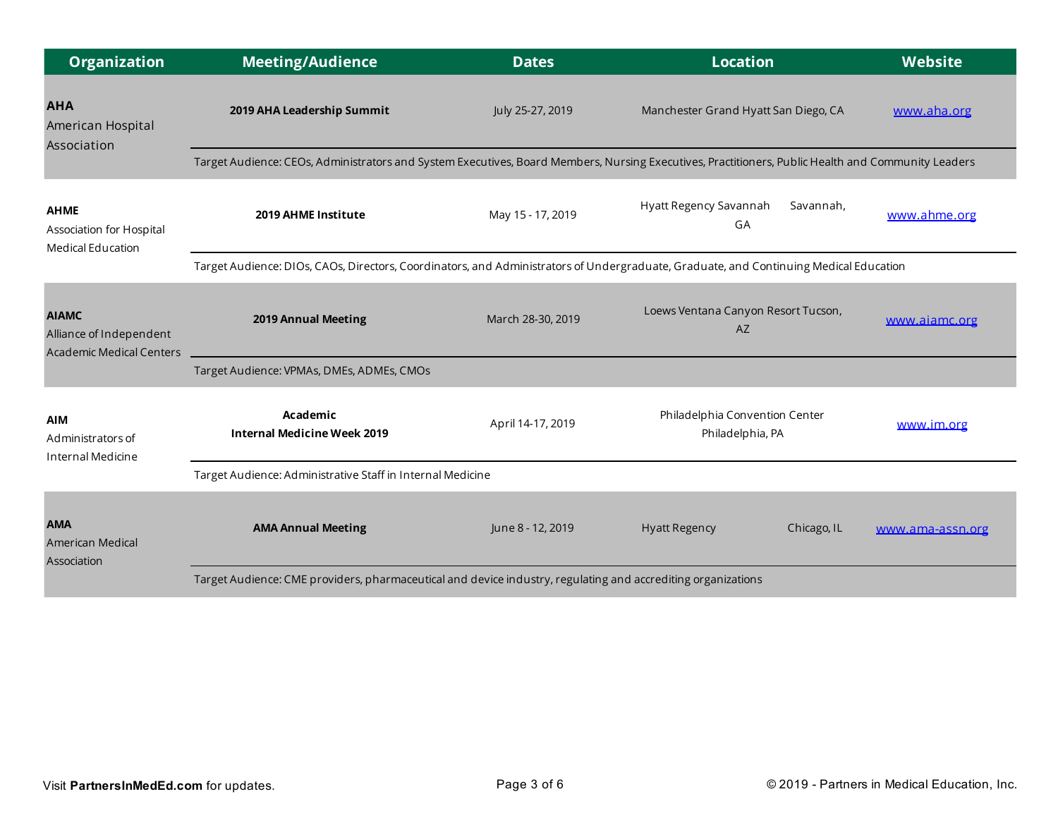| Organization | Meeting/Audience | Dates | Location | Website |
|---|---|---|---|---|
| **AHA** American Hospital Association | **2019 AHA Leadership Summit** | July 25-27, 2019 | Manchester Grand Hyatt San Diego, CA | www.aha.org |
| | Target Audience: CEOs, Administrators and System Executives, Board Members, Nursing Executives, Practitioners, Public Health and Community Leaders | | | |
| **AHME** Association for Hospital Medical Education | **2019 AHME Institute** | May 15 - 17, 2019 | Hyatt Regency Savannah Savannah, GA | www.ahme.org |
| | Target Audience: DIOs, CAOs, Directors, Coordinators, and Administrators of Undergraduate, Graduate, and Continuing Medical Education | | | |
| **AIAMC** Alliance of Independent Academic Medical Centers | **2019 Annual Meeting** | March 28-30, 2019 | Loews Ventana Canyon Resort Tucson, AZ | www.aiamc.org |
| | Target Audience: VPMAs, DMEs, ADMEs, CMOs | | | |
| **AIM** Administrators of Internal Medicine | **Academic Internal Medicine Week 2019** | April 14-17, 2019 | Philadelphia Convention Center Philadelphia, PA | www.im.org |
| | Target Audience: Administrative Staff in Internal Medicine | | | |
| **AMA** American Medical Association | **AMA Annual Meeting** | June 8 - 12, 2019 | Hyatt Regency Chicago, IL | www.ama-assn.org |
| | Target Audience: CME providers, pharmaceutical and device industry, regulating and accrediting organizations | | | |

Visit **PartnersInMedEd.com** for updates.

© 2019 - Partners in Medical Education, Inc.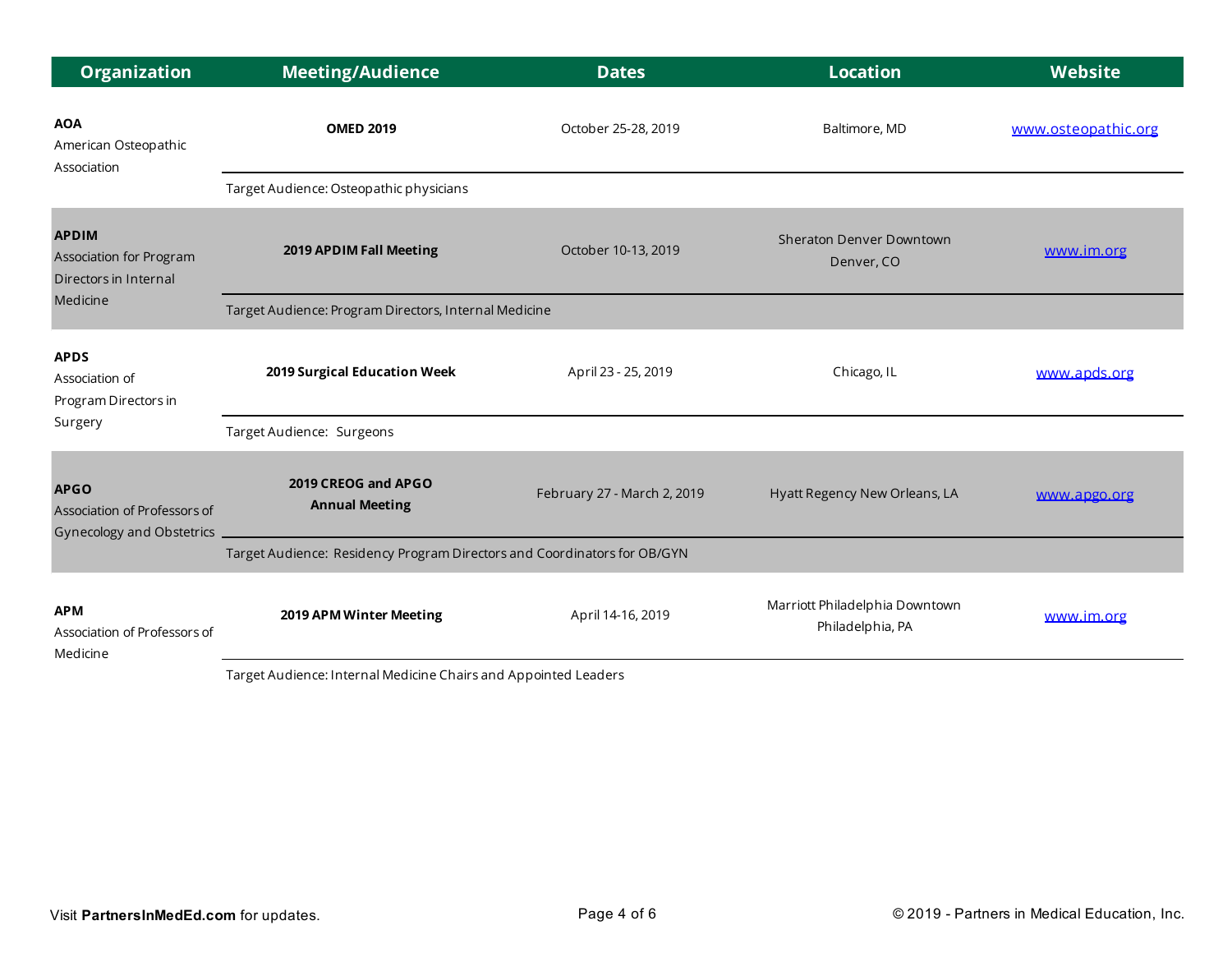| Organization | Meeting/Audience | Dates | Location | Website |
| --- | --- | --- | --- | --- |
| **AOA** American Osteopathic Association | **OMED 2019** | October 25-28, 2019 | Baltimore, MD | www.osteopathic.org |
| | Target Audience: Osteopathic physicians | | | |
| **APDIM** Association for Program Directors in Internal Medicine | **2019 APDIM Fall Meeting** | October 10-13, 2019 | Sheraton Denver Downtown Denver, CO | www.im.org |
| | Target Audience: Program Directors, Internal Medicine | | | |
| **APDS** Association of Program Directors in Surgery | **2019 Surgical Education Week** | April 23 - 25, 2019 | Chicago, IL | www.apds.org |
| | Target Audience: Surgeons | | | |
| **APGO** Association of Professors of Gynecology and Obstetrics | **2019 CREOG and APGO Annual Meeting** | February 27 - March 2, 2019 | Hyatt Regency New Orleans, LA | www.apgo.org |
| | Target Audience: Residency Program Directors and Coordinators for OB/GYN | | | |
| **APM** Association of Professors of Medicine | **2019 APM Winter Meeting** | April 14-16, 2019 | Marriott Philadelphia Downtown Philadelphia, PA | www.im.org |
| | Target Audience: Internal Medicine Chairs and Appointed Leaders | | | |

Visit **PartnersInMedEd.com** for updates.

© 2019 - Partners in Medical Education, Inc.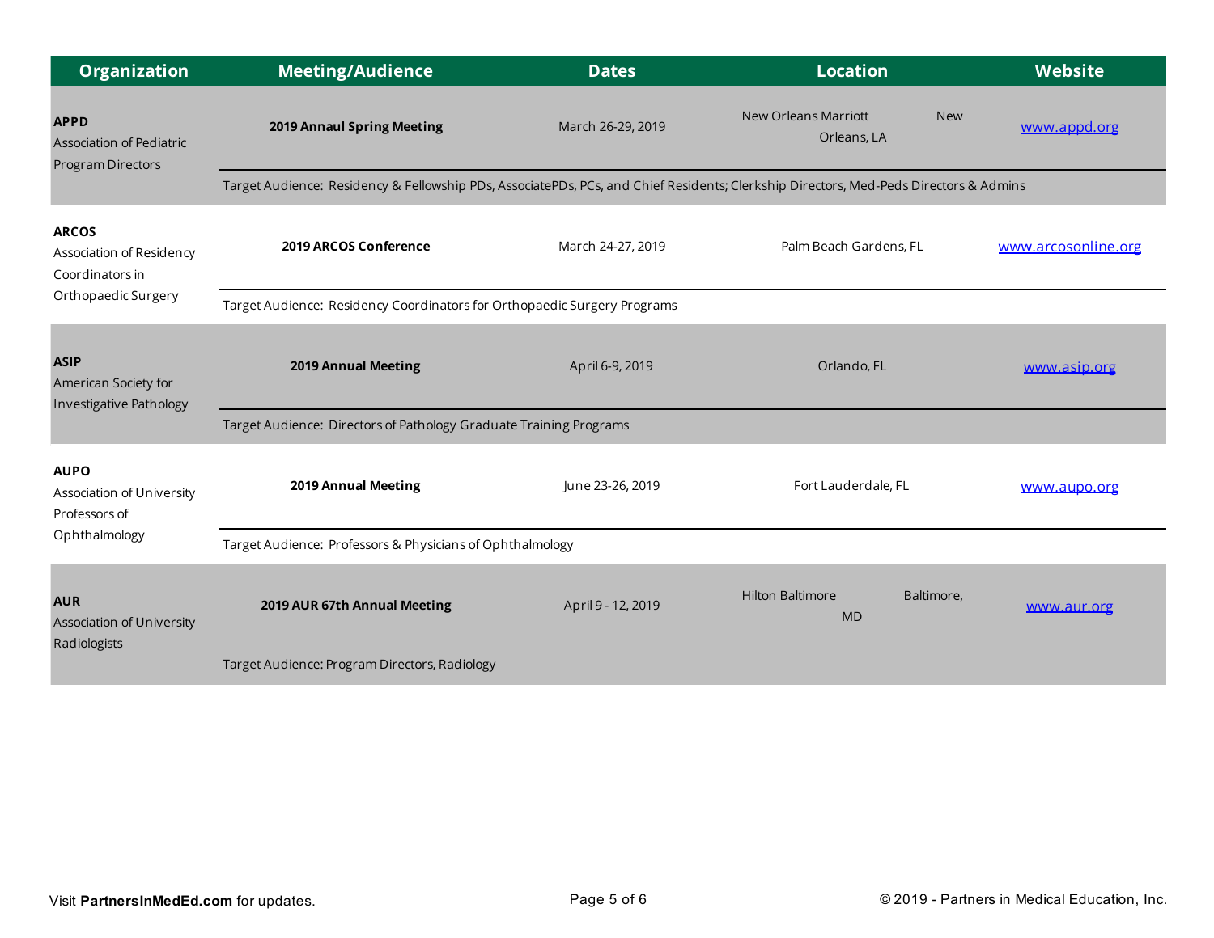| Organization | Meeting/Audience | Dates | Location | Website |
|---|---|---|---|---|
| **APPD** Association of Pediatric Program Directors | **2019 Annaul Spring Meeting** | March 26-29, 2019 | New Orleans Marriott New Orleans, LA | www.appd.org |
| | Target Audience: Residency & Fellowship PDs, AssociatePDs, PCs, and Chief Residents; Clerkship Directors, Med-Peds Directors & Admins | | | |
| **ARCOS** Association of Residency Coordinators in Orthopaedic Surgery | **2019 ARCOS Conference** | March 24-27, 2019 | Palm Beach Gardens, FL | www.arcosonline.org |
| | Target Audience: Residency Coordinators for Orthopaedic Surgery Programs | | | |
| **ASIP** American Society for Investigative Pathology | **2019 Annual Meeting** | April 6-9, 2019 | Orlando, FL | www.asip.org |
| | Target Audience: Directors of Pathology Graduate Training Programs | | | |
| **AUPO** Association of University Professors of Ophthalmology | **2019 Annual Meeting** | June 23-26, 2019 | Fort Lauderdale, FL | www.aupo.org |
| | Target Audience: Professors & Physicians of Ophthalmology | | | |
| **AUR** Association of University Radiologists | **2019 AUR 67th Annual Meeting** | April 9 - 12, 2019 | Hilton Baltimore Baltimore, MD | www.aur.org |
| | Target Audience: Program Directors, Radiology | | | |

Visit **PartnersInMedEd.com** for updates.

© 2019 - Partners in Medical Education, Inc.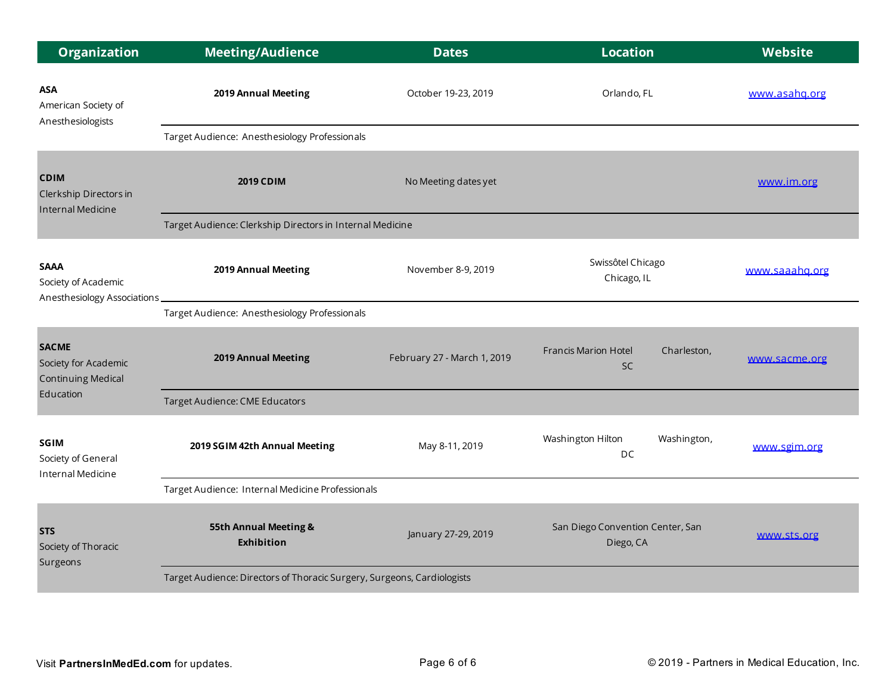| Organization | Meeting/Audience | Dates | Location | Website |
| --- | --- | --- | --- | --- |
| **ASA** American Society of Anesthesiologists | **2019 Annual Meeting** | October 19-23, 2019 | Orlando, FL | www.asahq.org |
| | Target Audience: Anesthesiology Professionals | | | |
| **CDIM** Clerkship Directors in Internal Medicine | **2019 CDIM** | No Meeting dates yet | | www.im.org |
| | Target Audience: Clerkship Directors in Internal Medicine | | | |
| **SAAA** Society of Academic Anesthesiology Associations | **2019 Annual Meeting** | November 8-9, 2019 | Swissôtel Chicago Chicago, IL | www.saaahq.org |
| | Target Audience: Anesthesiology Professionals | | | |
| **SACME** Society for Academic Continuing Medical Education | **2019 Annual Meeting** | February 27 - March 1, 2019 | Francis Marion Hotel Charleston, SC | www.sacme.org |
| | Target Audience: CME Educators | | | |
| **SGIM** Society of General Internal Medicine | **2019 SGIM 42th Annual Meeting** | May 8-11, 2019 | Washington Hilton Washington, DC | www.sgim.org |
| | Target Audience: Internal Medicine Professionals | | | |
| **STS** Society of Thoracic Surgeons | **55th Annual Meeting & Exhibition** | January 27-29, 2019 | San Diego Convention Center, San Diego, CA | www.sts.org |
| | Target Audience: Directors of Thoracic Surgery, Surgeons, Cardiologists | | | |

Visit **PartnersInMedEd.com** for updates.

© 2019 - Partners in Medical Education, Inc.